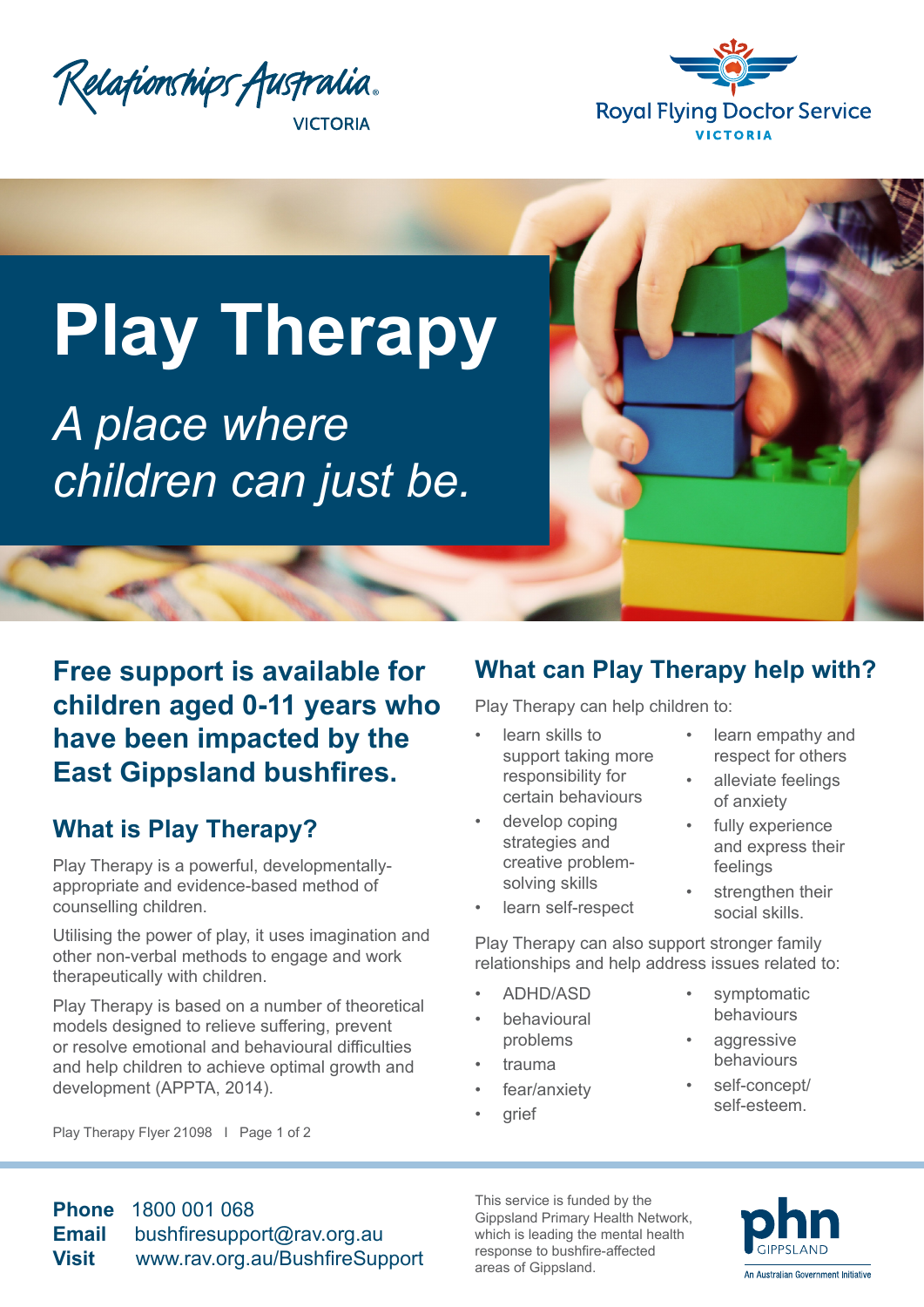Relationships Australia VICTORIA

Royal Flying Doctor Service VICTORIA

# Play Therapy

*A place where children can just be.*

## Free support is available for children aged 0-11 years who have been impacted by the East Gippsland bushfires.

## What is Play Therapy?

Play Therapy is a powerful, developmentally-appropriate and evidence-based method of counselling children.

Utilising the power of play, it uses imagination and other non-verbal methods to engage and work therapeutically with children.

Play Therapy is based on a number of theoretical models designed to relieve suffering, prevent or resolve emotional and behavioural difficulties and help children to achieve optimal growth and development (APPTA, 2014).

Play Therapy Flyer 21098 I Page 1 of 2

## What can Play Therapy help with?

Play Therapy can help children to:

- learn skills to support taking more responsibility for certain behaviours
- develop coping strategies and creative problem-solving skills
- learn self-respect
- learn empathy and respect for others
- alleviate feelings of anxiety
- fully experience and express their feelings
- strengthen their social skills.

Play Therapy can also support stronger family relationships and help address issues related to:

- ADHD/ASD
- behavioural problems
- trauma
- fear/anxiety
- grief
- symptomatic behaviours
- aggressive behaviours
- self-concept/ self-esteem.

**Phone** 1800 001 068
**Email** bushfiresupport@rav.org.au
**Visit** www.rav.org.au/BushfireSupport

This service is funded by the Gippsland Primary Health Network, which is leading the mental health response to bushfire-affected areas of Gippsland.

phn GIPPSLAND
An Australian Government Initiative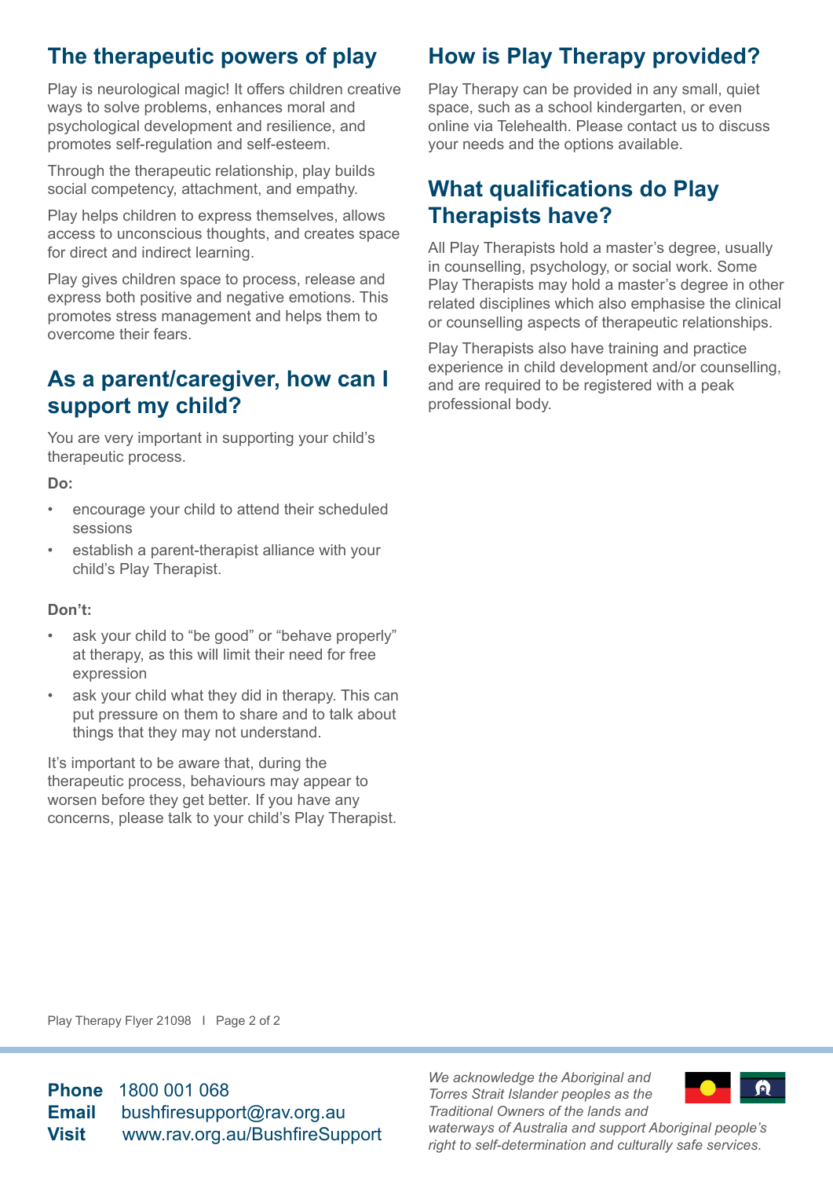## The therapeutic powers of play

Play is neurological magic! It offers children creative ways to solve problems, enhances moral and psychological development and resilience, and promotes self-regulation and self-esteem.

Through the therapeutic relationship, play builds social competency, attachment, and empathy.

Play helps children to express themselves, allows access to unconscious thoughts, and creates space for direct and indirect learning.

Play gives children space to process, release and express both positive and negative emotions. This promotes stress management and helps them to overcome their fears.

## As a parent/caregiver, how can I support my child?

You are very important in supporting your child's therapeutic process.

**Do:**

- encourage your child to attend their scheduled sessions
- establish a parent-therapist alliance with your child's Play Therapist.

**Don't:**

- ask your child to "be good" or "behave properly" at therapy, as this will limit their need for free expression
- ask your child what they did in therapy. This can put pressure on them to share and to talk about things that they may not understand.

It's important to be aware that, during the therapeutic process, behaviours may appear to worsen before they get better. If you have any concerns, please talk to your child's Play Therapist.

## How is Play Therapy provided?

Play Therapy can be provided in any small, quiet space, such as a school kindergarten, or even online via Telehealth. Please contact us to discuss your needs and the options available.

## What qualifications do Play Therapists have?

All Play Therapists hold a master's degree, usually in counselling, psychology, or social work. Some Play Therapists may hold a master's degree in other related disciplines which also emphasise the clinical or counselling aspects of therapeutic relationships.

Play Therapists also have training and practice experience in child development and/or counselling, and are required to be registered with a peak professional body.

**Phone** 1800 001 068
**Email** bushfiresupport@rav.org.au
**Visit** www.rav.org.au/BushfireSupport

*We acknowledge the Aboriginal and Torres Strait Islander peoples as the Traditional Owners of the lands and waterways of Australia and support Aboriginal people's right to self-determination and culturally safe services.*